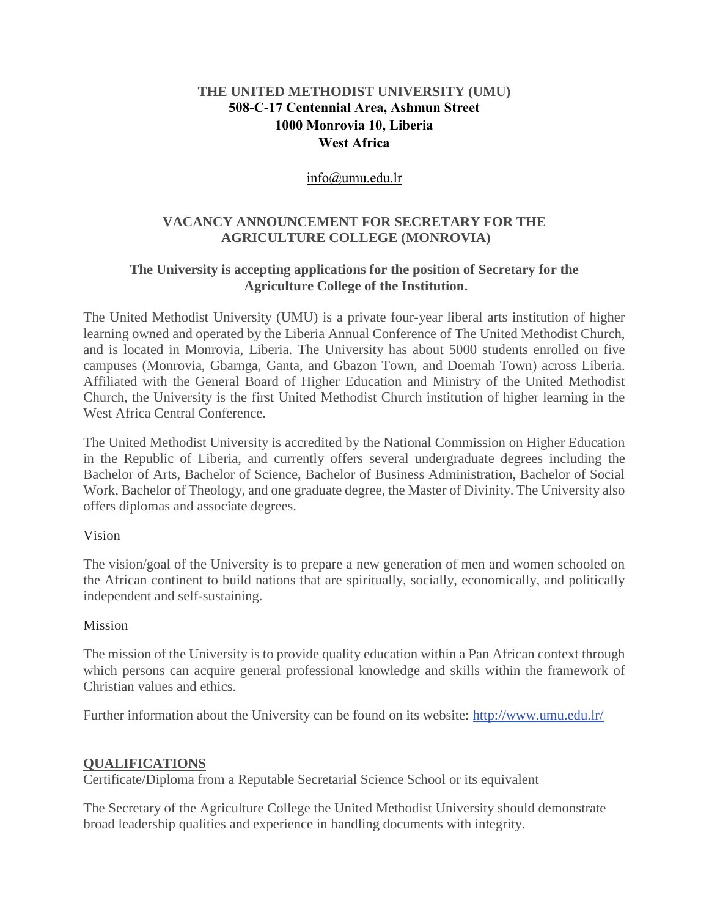**THE UNITED METHODIST UNIVERSITY (UMU)**
**508-C-17 Centennial Area, Ashmun Street**
**1000 Monrovia 10, Liberia**
**West Africa**

info@umu.edu.lr

## VACANCY ANNOUNCEMENT FOR SECRETARY FOR THE AGRICULTURE COLLEGE (MONROVIA)

### The University is accepting applications for the position of Secretary for the Agriculture College of the Institution.

The United Methodist University (UMU) is a private four-year liberal arts institution of higher learning owned and operated by the Liberia Annual Conference of The United Methodist Church, and is located in Monrovia, Liberia. The University has about 5000 students enrolled on five campuses (Monrovia, Gbarnga, Ganta, and Gbazon Town, and Doemah Town) across Liberia. Affiliated with the General Board of Higher Education and Ministry of the United Methodist Church, the University is the first United Methodist Church institution of higher learning in the West Africa Central Conference.

The United Methodist University is accredited by the National Commission on Higher Education in the Republic of Liberia, and currently offers several undergraduate degrees including the Bachelor of Arts, Bachelor of Science, Bachelor of Business Administration, Bachelor of Social Work, Bachelor of Theology, and one graduate degree, the Master of Divinity. The University also offers diplomas and associate degrees.

Vision

The vision/goal of the University is to prepare a new generation of men and women schooled on the African continent to build nations that are spiritually, socially, economically, and politically independent and self-sustaining.

Mission

The mission of the University is to provide quality education within a Pan African context through which persons can acquire general professional knowledge and skills within the framework of Christian values and ethics.

Further information about the University can be found on its website: http://www.umu.edu.lr/

## QUALIFICATIONS

Certificate/Diploma from a Reputable Secretarial Science School or its equivalent

The Secretary of the Agriculture College the United Methodist University should demonstrate broad leadership qualities and experience in handling documents with integrity.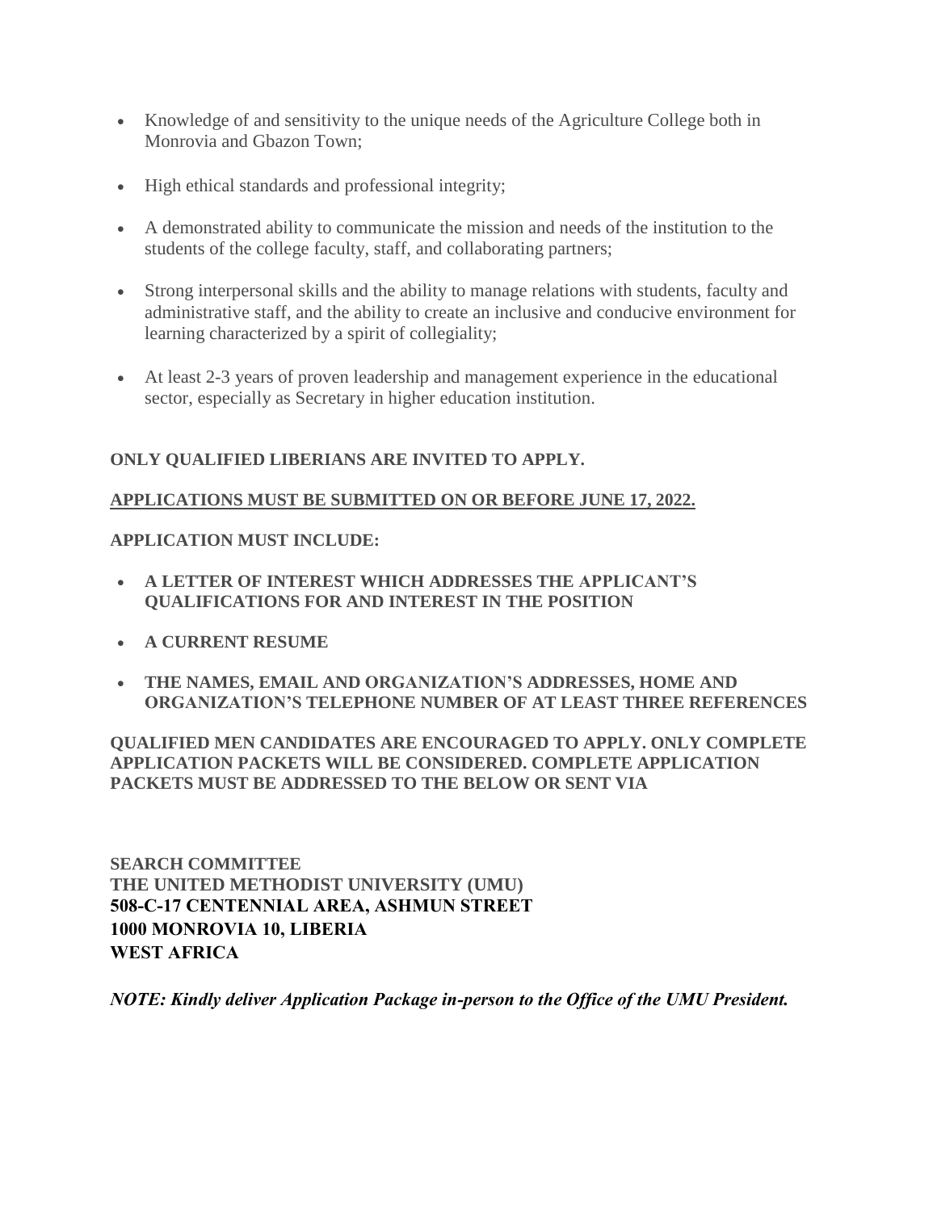- Knowledge of and sensitivity to the unique needs of the Agriculture College both in Monrovia and Gbazon Town;
- High ethical standards and professional integrity;
- A demonstrated ability to communicate the mission and needs of the institution to the students of the college faculty, staff, and collaborating partners;
- Strong interpersonal skills and the ability to manage relations with students, faculty and administrative staff, and the ability to create an inclusive and conducive environment for learning characterized by a spirit of collegiality;
- At least 2-3 years of proven leadership and management experience in the educational sector, especially as Secretary in higher education institution.

**ONLY QUALIFIED LIBERIANS ARE INVITED TO APPLY.**

**<u>APPLICATIONS MUST BE SUBMITTED ON OR BEFORE JUNE 17, 2022.</u>**

**APPLICATION MUST INCLUDE:**

- **A LETTER OF INTEREST WHICH ADDRESSES THE APPLICANT'S QUALIFICATIONS FOR AND INTEREST IN THE POSITION**
- **A CURRENT RESUME**
- **THE NAMES, EMAIL AND ORGANIZATION'S ADDRESSES, HOME AND ORGANIZATION'S TELEPHONE NUMBER OF AT LEAST THREE REFERENCES**

**QUALIFIED MEN CANDIDATES ARE ENCOURAGED TO APPLY. ONLY COMPLETE APPLICATION PACKETS WILL BE CONSIDERED. COMPLETE APPLICATION PACKETS MUST BE ADDRESSED TO THE BELOW OR SENT VIA**

**SEARCH COMMITTEE**
**THE UNITED METHODIST UNIVERSITY (UMU)**
**508-C-17 CENTENNIAL AREA, ASHMUN STREET**
**1000 MONROVIA 10, LIBERIA**
**WEST AFRICA**

***NOTE: Kindly deliver Application Package in-person to the Office of the UMU President.***